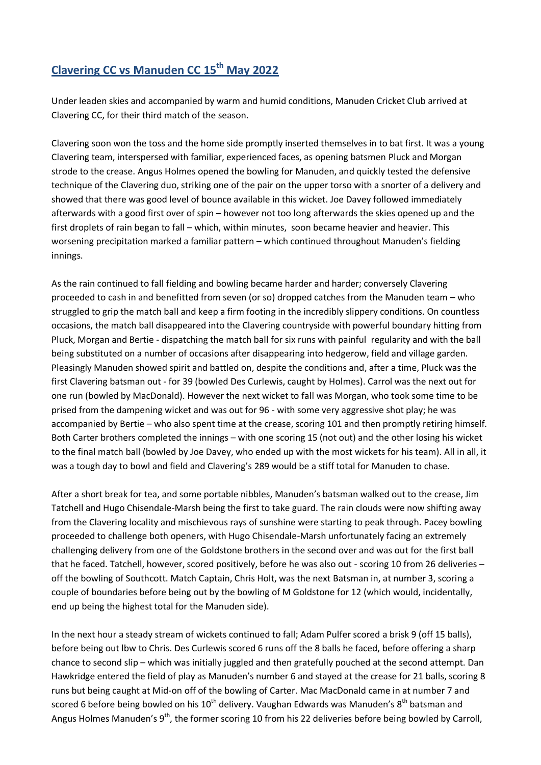## Clavering CC vs Manuden CC 15th May 2022

Under leaden skies and accompanied by warm and humid conditions, Manuden Cricket Club arrived at Clavering CC, for their third match of the season.

Clavering soon won the toss and the home side promptly inserted themselves in to bat first. It was a young Clavering team, interspersed with familiar, experienced faces, as opening batsmen Pluck and Morgan strode to the crease. Angus Holmes opened the bowling for Manuden, and quickly tested the defensive technique of the Clavering duo, striking one of the pair on the upper torso with a snorter of a delivery and showed that there was good level of bounce available in this wicket. Joe Davey followed immediately afterwards with a good first over of spin – however not too long afterwards the skies opened up and the first droplets of rain began to fall – which, within minutes, soon became heavier and heavier. This worsening precipitation marked a familiar pattern – which continued throughout Manuden's fielding innings.

As the rain continued to fall fielding and bowling became harder and harder; conversely Clavering proceeded to cash in and benefitted from seven (or so) dropped catches from the Manuden team – who struggled to grip the match ball and keep a firm footing in the incredibly slippery conditions. On countless occasions, the match ball disappeared into the Clavering countryside with powerful boundary hitting from Pluck, Morgan and Bertie - dispatching the match ball for six runs with painful regularity and with the ball being substituted on a number of occasions after disappearing into hedgerow, field and village garden. Pleasingly Manuden showed spirit and battled on, despite the conditions and, after a time, Pluck was the first Clavering batsman out - for 39 (bowled Des Curlewis, caught by Holmes). Carrol was the next out for one run (bowled by MacDonald). However the next wicket to fall was Morgan, who took some time to be prised from the dampening wicket and was out for 96 - with some very aggressive shot play; he was accompanied by Bertie – who also spent time at the crease, scoring 101 and then promptly retiring himself. Both Carter brothers completed the innings – with one scoring 15 (not out) and the other losing his wicket to the final match ball (bowled by Joe Davey, who ended up with the most wickets for his team). All in all, it was a tough day to bowl and field and Clavering's 289 would be a stiff total for Manuden to chase.

After a short break for tea, and some portable nibbles, Manuden's batsman walked out to the crease, Jim Tatchell and Hugo Chisendale-Marsh being the first to take guard. The rain clouds were now shifting away from the Clavering locality and mischievous rays of sunshine were starting to peak through. Pacey bowling proceeded to challenge both openers, with Hugo Chisendale-Marsh unfortunately facing an extremely challenging delivery from one of the Goldstone brothers in the second over and was out for the first ball that he faced. Tatchell, however, scored positively, before he was also out - scoring 10 from 26 deliveries – off the bowling of Southcott. Match Captain, Chris Holt, was the next Batsman in, at number 3, scoring a couple of boundaries before being out by the bowling of M Goldstone for 12 (which would, incidentally, end up being the highest total for the Manuden side).

In the next hour a steady stream of wickets continued to fall; Adam Pulfer scored a brisk 9 (off 15 balls), before being out lbw to Chris. Des Curlewis scored 6 runs off the 8 balls he faced, before offering a sharp chance to second slip – which was initially juggled and then gratefully pouched at the second attempt. Dan Hawkridge entered the field of play as Manuden's number 6 and stayed at the crease for 21 balls, scoring 8 runs but being caught at Mid-on off of the bowling of Carter. Mac MacDonald came in at number 7 and scored 6 before being bowled on his 10th delivery. Vaughan Edwards was Manuden's 8th batsman and Angus Holmes Manuden's 9th, the former scoring 10 from his 22 deliveries before being bowled by Carroll,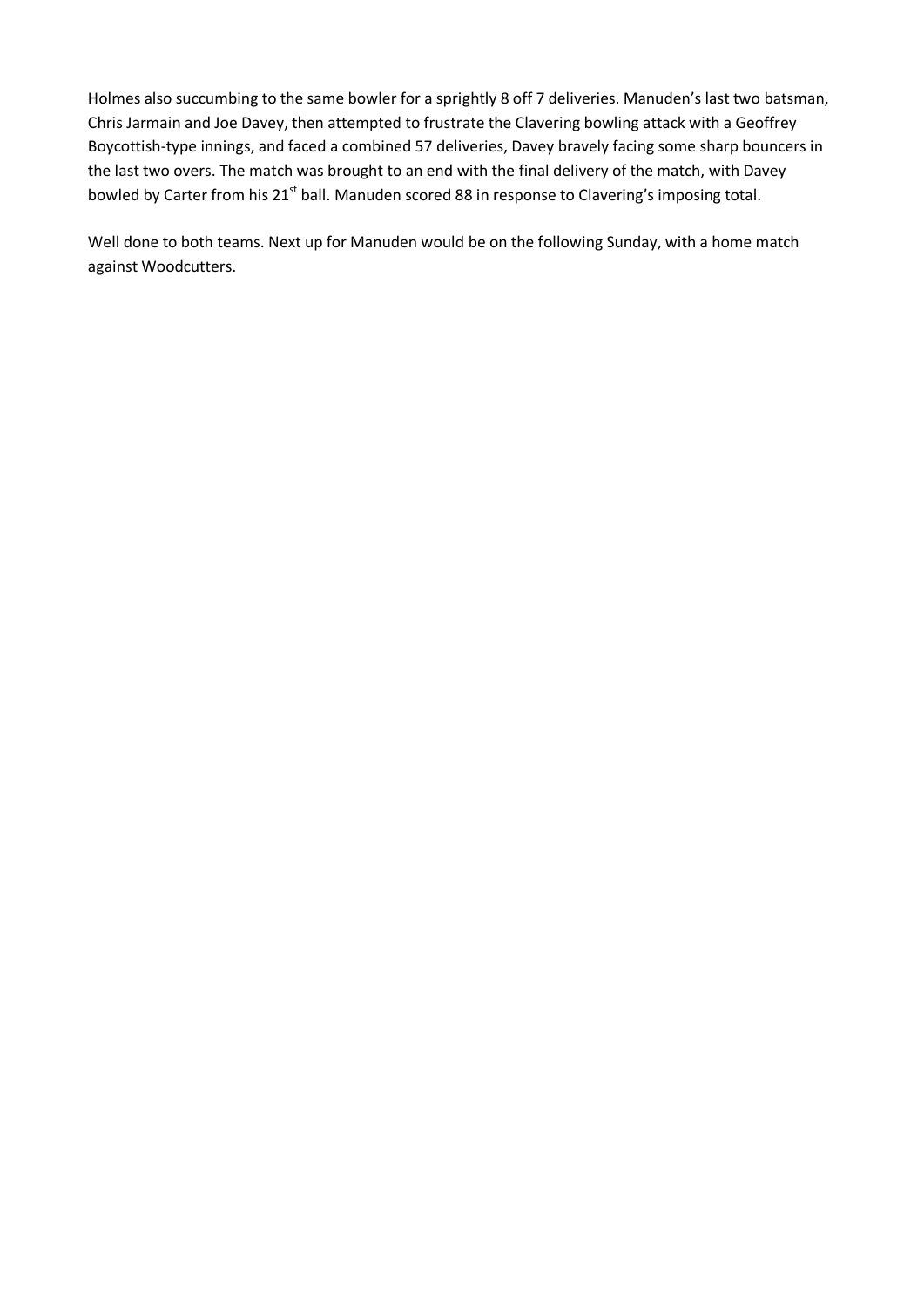Holmes also succumbing to the same bowler for a sprightly 8 off 7 deliveries. Manuden's last two batsman, Chris Jarmain and Joe Davey, then attempted to frustrate the Clavering bowling attack with a Geoffrey Boycottish-type innings, and faced a combined 57 deliveries, Davey bravely facing some sharp bouncers in the last two overs. The match was brought to an end with the final delivery of the match, with Davey bowled by Carter from his 21st ball. Manuden scored 88 in response to Clavering's imposing total.

Well done to both teams. Next up for Manuden would be on the following Sunday, with a home match against Woodcutters.